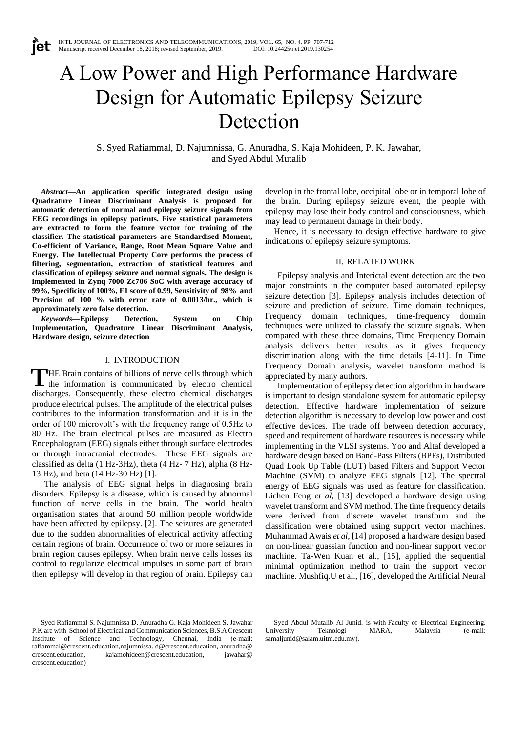# A Low Power and High Performance Hardware Design for Automatic Epilepsy Seizure Detection

S. Syed Rafiammal, D. Najumnissa, G. Anuradha, S. Kaja Mohideen, P. K. Jawahar, and Syed Abdul Mutalib

***Abstract*—An application specific integrated design using Quadrature Linear Discriminant Analysis is proposed for automatic detection of normal and epilepsy seizure signals from EEG recordings in epilepsy patients. Five statistical parameters are extracted to form the feature vector for training of the classifier. The statistical parameters are Standardised Moment, Co-efficient of Variance, Range, Root Mean Square Value and Energy. The Intellectual Property Core performs the process of filtering, segmentation, extraction of statistical features and classification of epilepsy seizure and normal signals. The design is implemented in Zynq 7000 Zc706 SoC with average accuracy of 99%, Specificity of 100%, F1 score of 0.99, Sensitivity of 98% and Precision of 100 % with error rate of 0.0013/hr., which is approximately zero false detection.**

***Keywords*—Epilepsy Detection, System on Chip Implementation, Quadrature Linear Discriminant Analysis, Hardware design, seizure detection**

## I. INTRODUCTION

THE Brain contains of billions of nerve cells through which the information is communicated by electro chemical discharges. Consequently, these electro chemical discharges produce electrical pulses. The amplitude of the electrical pulses contributes to the information transformation and it is in the order of 100 microvolt's with the frequency range of 0.5Hz to 80 Hz. The brain electrical pulses are measured as Electro Encephalogram (EEG) signals either through surface electrodes or through intracranial electrodes. These EEG signals are classified as delta (1 Hz-3Hz), theta (4 Hz- 7 Hz), alpha (8 Hz-13 Hz), and beta (14 Hz-30 Hz) [1].

The analysis of EEG signal helps in diagnosing brain disorders. Epilepsy is a disease, which is caused by abnormal function of nerve cells in the brain. The world health organisation states that around 50 million people worldwide have been affected by epilepsy. [2]. The seizures are generated due to the sudden abnormalities of electrical activity affecting certain regions of brain. Occurrence of two or more seizures in brain region causes epilepsy. When brain nerve cells losses its control to regularize electrical impulses in some part of brain then epilepsy will develop in that region of brain. Epilepsy can develop in the frontal lobe, occipital lobe or in temporal lobe of the brain. During epilepsy seizure event, the people with epilepsy may lose their body control and consciousness, which may lead to permanent damage in their body.

Hence, it is necessary to design effective hardware to give indications of epilepsy seizure symptoms.

## II. RELATED WORK

Epilepsy analysis and Interictal event detection are the two major constraints in the computer based automated epilepsy seizure detection [3]. Epilepsy analysis includes detection of seizure and prediction of seizure. Time domain techniques, Frequency domain techniques, time-frequency domain techniques were utilized to classify the seizure signals. When compared with these three domains, Time Frequency Domain analysis delivers better results as it gives frequency discrimination along with the time details [4-11]. In Time Frequency Domain analysis, wavelet transform method is appreciated by many authors.

Implementation of epilepsy detection algorithm in hardware is important to design standalone system for automatic epilepsy detection. Effective hardware implementation of seizure detection algorithm is necessary to develop low power and cost effective devices. The trade off between detection accuracy, speed and requirement of hardware resources is necessary while implementing in the VLSI systems. Yoo and Altaf developed a hardware design based on Band-Pass Filters (BPFs), Distributed Quad Look Up Table (LUT) based Filters and Support Vector Machine (SVM) to analyze EEG signals [12]. The spectral energy of EEG signals was used as feature for classification. Lichen Feng *et al*, [13] developed a hardware design using wavelet transform and SVM method. The time frequency details were derived from discrete wavelet transform and the classification were obtained using support vector machines. Muhammad Awais *et al*, [14] proposed a hardware design based on non-linear guassian function and non-linear support vector machine. Ta-Wen Kuan et al., [15], applied the sequential minimal optimization method to train the support vector machine. Mushfiq.U et al., [16], developed the Artificial Neural

Syed Rafiammal S, Najumnissa D, Anuradha G, Kaja Mohideen S, Jawahar P.K are with School of Electrical and Communication Sciences, B.S.A Crescent Institute of Science and Technology, Chennai, India (e-mail: rafiammal@crescent.education,najumnissa. d@crescent.education, anuradha@ crescent.education, kajamohideen@crescent.education, jawahar@ crescent.education)

Syed Abdul Mutalib Al Junid. is with Faculty of Electrical Engineering, University Teknologi MARA, Malaysia (e-mail: samaljunid@salam.uitm.edu.my).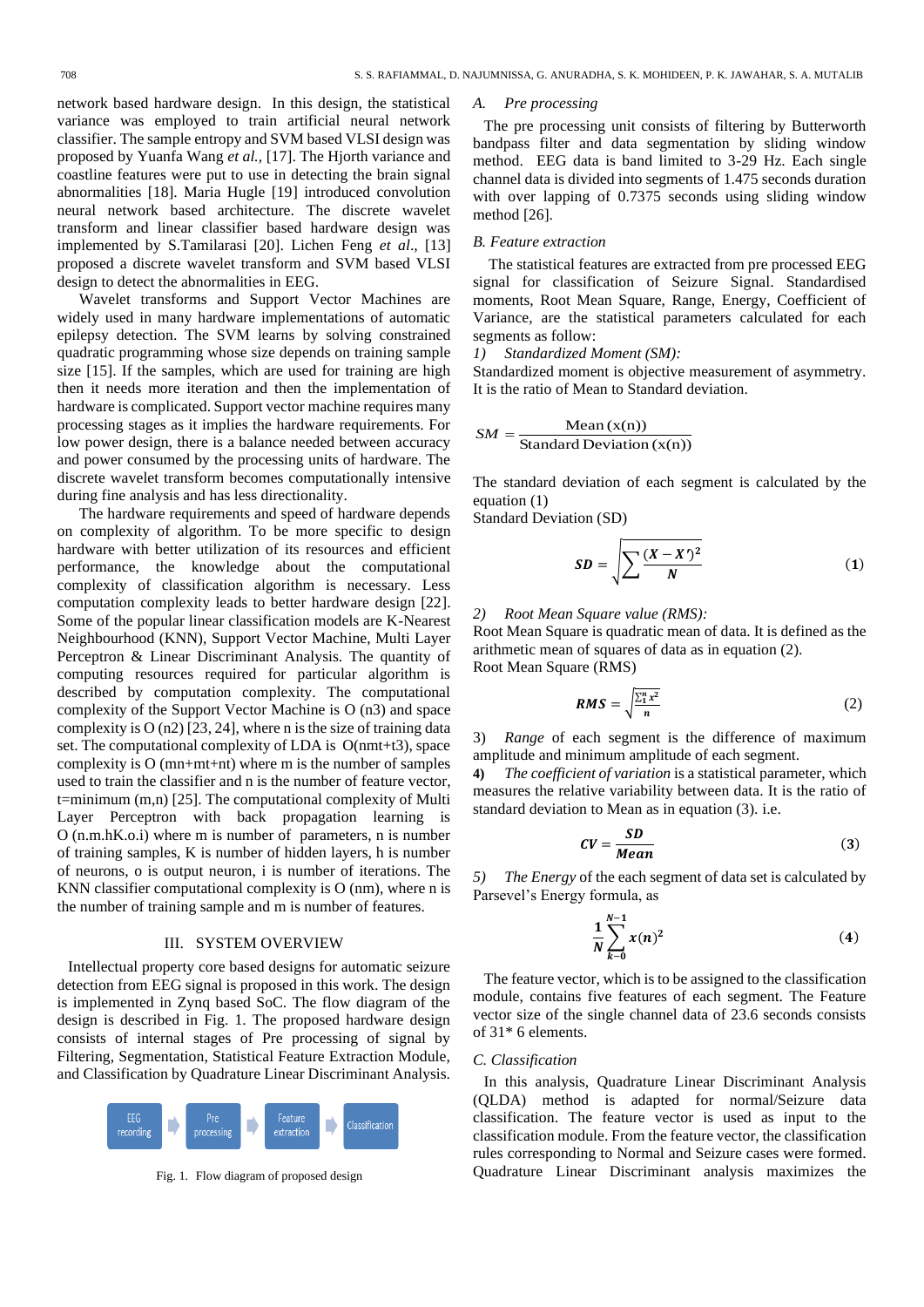network based hardware design. In this design, the statistical variance was employed to train artificial neural network classifier. The sample entropy and SVM based VLSI design was proposed by Yuanfa Wang *et al.,* [17]. The Hjorth variance and coastline features were put to use in detecting the brain signal abnormalities [18]. Maria Hugle [19] introduced convolution neural network based architecture. The discrete wavelet transform and linear classifier based hardware design was implemented by S.Tamilarasi [20]. Lichen Feng *et al*., [13] proposed a discrete wavelet transform and SVM based VLSI design to detect the abnormalities in EEG.

Wavelet transforms and Support Vector Machines are widely used in many hardware implementations of automatic epilepsy detection. The SVM learns by solving constrained quadratic programming whose size depends on training sample size [15]. If the samples, which are used for training are high then it needs more iteration and then the implementation of hardware is complicated. Support vector machine requires many processing stages as it implies the hardware requirements. For low power design, there is a balance needed between accuracy and power consumed by the processing units of hardware. The discrete wavelet transform becomes computationally intensive during fine analysis and has less directionality.

The hardware requirements and speed of hardware depends on complexity of algorithm. To be more specific to design hardware with better utilization of its resources and efficient performance, the knowledge about the computational complexity of classification algorithm is necessary. Less computation complexity leads to better hardware design [22]. Some of the popular linear classification models are K-Nearest Neighbourhood (KNN), Support Vector Machine, Multi Layer Perceptron & Linear Discriminant Analysis. The quantity of computing resources required for particular algorithm is described by computation complexity. The computational complexity of the Support Vector Machine is O (n3) and space complexity is O (n2) [23, 24], where n is the size of training data set. The computational complexity of LDA is O(nmt+t3), space complexity is O (mn+mt+nt) where m is the number of samples used to train the classifier and n is the number of feature vector, t=minimum (m,n) [25]. The computational complexity of Multi Layer Perceptron with back propagation learning is O (n.m.hK.o.i) where m is number of parameters, n is number of training samples, K is number of hidden layers, h is number of neurons, o is output neuron, i is number of iterations. The KNN classifier computational complexity is O (nm), where n is the number of training sample and m is number of features.

## III. System Overview

Intellectual property core based designs for automatic seizure detection from EEG signal is proposed in this work. The design is implemented in Zynq based SoC. The flow diagram of the design is described in Fig. 1. The proposed hardware design consists of internal stages of Pre processing of signal by Filtering, Segmentation, Statistical Feature Extraction Module, and Classification by Quadrature Linear Discriminant Analysis.

EEG recording → Pre processing → Feature extraction → Classification

Fig. 1. Flow diagram of proposed design

### A. *Pre processing*

The pre processing unit consists of filtering by Butterworth bandpass filter and data segmentation by sliding window method. EEG data is band limited to 3-29 Hz. Each single channel data is divided into segments of 1.475 seconds duration with over lapping of 0.7375 seconds using sliding window method [26].

### *B. Feature extraction*

The statistical features are extracted from pre processed EEG signal for classification of Seizure Signal. Standardised moments, Root Mean Square, Range, Energy, Coefficient of Variance, are the statistical parameters calculated for each segments as follow:

1) *Standardized Moment (SM):*

Standardized moment is objective measurement of asymmetry. It is the ratio of Mean to Standard deviation.

$$SM = \frac{\text{Mean}\,(x(n))}{\text{Standard Deviation}\,(x(n))}$$

The standard deviation of each segment is calculated by the equation (1)

Standard Deviation (SD)

$$SD = \sqrt{\sum \frac{(X - X')^2}{N}} \qquad (1)$$

2) *Root Mean Square value (RMS):*

Root Mean Square is quadratic mean of data. It is defined as the arithmetic mean of squares of data as in equation (2).

Root Mean Square (RMS)

$$RMS = \sqrt{\frac{\sum_1^n x^2}{n}} \qquad (2)$$

3) *Range* of each segment is the difference of maximum amplitude and minimum amplitude of each segment.

**4)** *The coefficient of variation* is a statistical parameter, which measures the relative variability between data. It is the ratio of standard deviation to Mean as in equation (3). i.e.

$$CV = \frac{SD}{Mean} \qquad (3)$$

5) *The Energy* of the each segment of data set is calculated by Parsevel's Energy formula, as

$$\frac{1}{N}\sum_{k=0}^{N-1} x(n)^2 \qquad (4)$$

The feature vector, which is to be assigned to the classification module, contains five features of each segment. The Feature vector size of the single channel data of 23.6 seconds consists of 31* 6 elements.

### *C. Classification*

In this analysis, Quadrature Linear Discriminant Analysis (QLDA) method is adapted for normal/Seizure data classification. The feature vector is used as input to the classification module. From the feature vector, the classification rules corresponding to Normal and Seizure cases were formed. Quadrature Linear Discriminant analysis maximizes the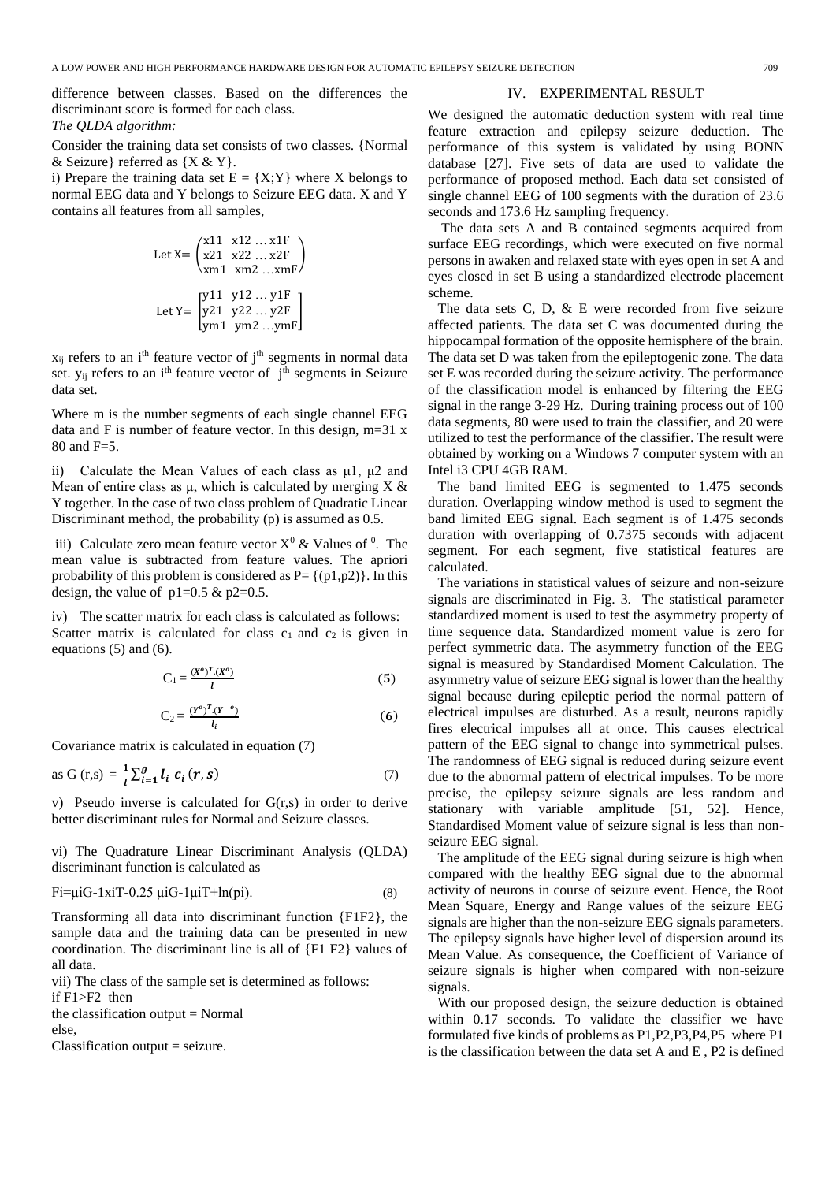difference between classes. Based on the differences the discriminant score is formed for each class.

*The QLDA algorithm:*

Consider the training data set consists of two classes. {Normal & Seizure} referred as {X & Y}.

i) Prepare the training data set E = {X;Y} where X belongs to normal EEG data and Y belongs to Seizure EEG data. X and Y contains all features from all samples,

$$\text{Let X} = \begin{pmatrix} x11 & x12 \ldots x1F \\ x21 & x22 \ldots x2F \\ xm1 & xm2 \ldots xmF \end{pmatrix}$$

$$\text{Let Y} = \begin{bmatrix} y11 & y12 \ldots y1F \\ y21 & y22 \ldots y2F \\ ym1 & ym2 \ldots ymF \end{bmatrix}$$

$x_{ij}$ refers to an $i^{th}$ feature vector of $j^{th}$ segments in normal data set. $y_{ij}$ refers to an $i^{th}$ feature vector of $j^{th}$ segments in Seizure data set.

Where m is the number segments of each single channel EEG data and F is number of feature vector. In this design, m=31 x 80 and F=5.

ii) Calculate the Mean Values of each class as μ1, μ2 and Mean of entire class as μ, which is calculated by merging X & Y together. In the case of two class problem of Quadratic Linear Discriminant method, the probability (p) is assumed as 0.5.

iii) Calculate zero mean feature vector $X^0$ & Values of $^0$. The mean value is subtracted from feature values. The apriori probability of this problem is considered as P= {(p1,p2)}. In this design, the value of p1=0.5 & p2=0.5.

iv) The scatter matrix for each class is calculated as follows: Scatter matrix is calculated for class $c_1$ and $c_2$ is given in equations (5) and (6).

$$C_1 = \frac{(X^o)^T.(X^o)}{l} \tag{5}$$

$$C_2 = \frac{(Y^o)^T.(Y^{\;\;o})}{l_i} \tag{6}$$

Covariance matrix is calculated in equation (7)

$$\text{as } G(r,s) = \frac{1}{l}\sum_{i=1}^{g} l_i \, c_i(r,s) \tag{7}$$

v) Pseudo inverse is calculated for G(r,s) in order to derive better discriminant rules for Normal and Seizure classes.

vi) The Quadrature Linear Discriminant Analysis (QLDA) discriminant function is calculated as

$$Fi=\mu iG\text{-}1xiT\text{-}0.25\ \mu iG\text{-}1\mu iT+\ln(pi). \tag{8}$$

Transforming all data into discriminant function {F1F2}, the sample data and the training data can be presented in new coordination. The discriminant line is all of {F1 F2} values of all data.

vii) The class of the sample set is determined as follows:
if F1>F2 then
the classification output = Normal
else,
Classification output = seizure.

## IV. EXPERIMENTAL RESULT

We designed the automatic deduction system with real time feature extraction and epilepsy seizure deduction. The performance of this system is validated by using BONN database [27]. Five sets of data are used to validate the performance of proposed method. Each data set consisted of single channel EEG of 100 segments with the duration of 23.6 seconds and 173.6 Hz sampling frequency.

The data sets A and B contained segments acquired from surface EEG recordings, which were executed on five normal persons in awaken and relaxed state with eyes open in set A and eyes closed in set B using a standardized electrode placement scheme.

The data sets C, D, & E were recorded from five seizure affected patients. The data set C was documented during the hippocampal formation of the opposite hemisphere of the brain. The data set D was taken from the epileptogenic zone. The data set E was recorded during the seizure activity. The performance of the classification model is enhanced by filtering the EEG signal in the range 3-29 Hz. During training process out of 100 data segments, 80 were used to train the classifier, and 20 were utilized to test the performance of the classifier. The result were obtained by working on a Windows 7 computer system with an Intel i3 CPU 4GB RAM.

The band limited EEG is segmented to 1.475 seconds duration. Overlapping window method is used to segment the band limited EEG signal. Each segment is of 1.475 seconds duration with overlapping of 0.7375 seconds with adjacent segment. For each segment, five statistical features are calculated.

The variations in statistical values of seizure and non-seizure signals are discriminated in Fig. 3. The statistical parameter standardized moment is used to test the asymmetry property of time sequence data. Standardized moment value is zero for perfect symmetric data. The asymmetry function of the EEG signal is measured by Standardised Moment Calculation. The asymmetry value of seizure EEG signal is lower than the healthy signal because during epileptic period the normal pattern of electrical impulses are disturbed. As a result, neurons rapidly fires electrical impulses all at once. This causes electrical pattern of the EEG signal to change into symmetrical pulses. The randomness of EEG signal is reduced during seizure event due to the abnormal pattern of electrical impulses. To be more precise, the epilepsy seizure signals are less random and stationary with variable amplitude [51, 52]. Hence, Standardised Moment value of seizure signal is less than non-seizure EEG signal.

The amplitude of the EEG signal during seizure is high when compared with the healthy EEG signal due to the abnormal activity of neurons in course of seizure event. Hence, the Root Mean Square, Energy and Range values of the seizure EEG signals are higher than the non-seizure EEG signals parameters. The epilepsy signals have higher level of dispersion around its Mean Value. As consequence, the Coefficient of Variance of seizure signals is higher when compared with non-seizure signals.

With our proposed design, the seizure deduction is obtained within 0.17 seconds. To validate the classifier we have formulated five kinds of problems as P1,P2,P3,P4,P5 where P1 is the classification between the data set A and E , P2 is defined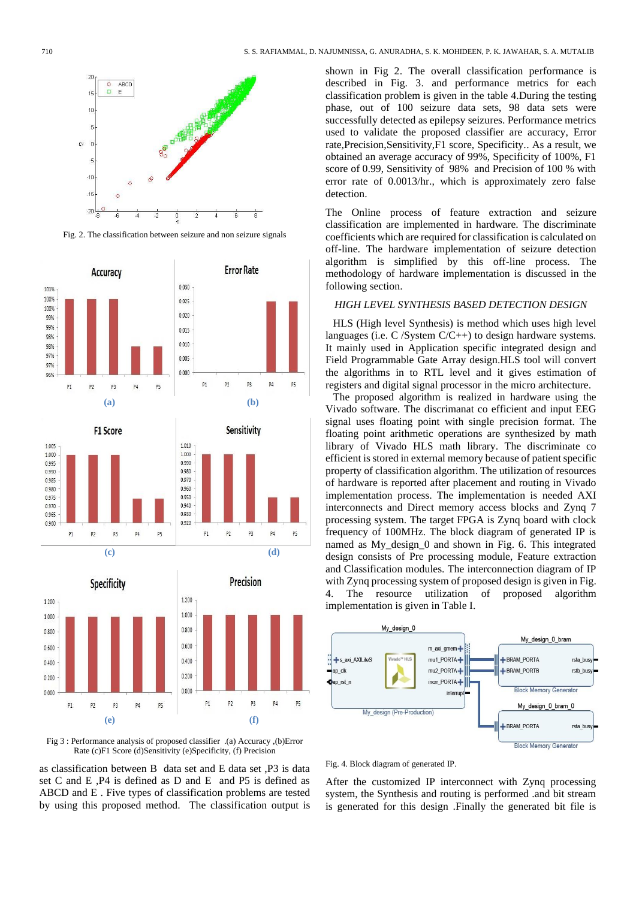Fig. 2. The classification between seizure and non seizure signals

Fig 3 : Performance analysis of proposed classifier .(a) Accuracy ,(b)Error Rate (c)F1 Score (d)Sensitivity (e)Specificity, (f) Precision

as classification between B data set and E data set ,P3 is data set C and E ,P4 is defined as D and E and P5 is defined as ABCD and E . Five types of classification problems are tested by using this proposed method. The classification output is shown in Fig 2. The overall classification performance is described in Fig. 3. and performance metrics for each classification problem is given in the table 4.During the testing phase, out of 100 seizure data sets, 98 data sets were successfully detected as epilepsy seizures. Performance metrics used to validate the proposed classifier are accuracy, Error rate,Precision,Sensitivity,F1 score, Specificity.. As a result, we obtained an average accuracy of 99%, Specificity of 100%, F1 score of 0.99, Sensitivity of 98% and Precision of 100 % with error rate of 0.0013/hr., which is approximately zero false detection.

The Online process of feature extraction and seizure classification are implemented in hardware. The discriminate coefficients which are required for classification is calculated on off-line. The hardware implementation of seizure detection algorithm is simplified by this off-line process. The methodology of hardware implementation is discussed in the following section.

## *HIGH LEVEL SYNTHESIS BASED DETECTION DESIGN*

HLS (High level Synthesis) is method which uses high level languages (i.e. C /System C/C++) to design hardware systems. It mainly used in Application specific integrated design and Field Programmable Gate Array design.HLS tool will convert the algorithms in to RTL level and it gives estimation of registers and digital signal processor in the micro architecture.

The proposed algorithm is realized in hardware using the Vivado software. The discrimanat co efficient and input EEG signal uses floating point with single precision floating point. The floating point arithmetic operations are synthesized by math library of Vivado HLS math library. The discriminate co efficient is stored in external memory because of patient specific property of classification algorithm. The utilization of resources of hardware is reported after placement and routing in Vivado implementation process. The implementation is needed AXI interconnects and Direct memory access blocks and Zynq 7 processing system. The target FPGA is Zynq board with clock frequency of 100MHz. The block diagram of generated IP is named as My_design_0 and shown in Fig. 6. This integrated design consists of Pre processing module, Feature extraction and Classification modules. The interconnection diagram of IP with Zynq processing system of proposed design is given in Fig. 4. The resource utilization of proposed algorithm implementation is given in Table I.

Fig. 4. Block diagram of generated IP.

After the customized IP interconnect with Zynq processing system, the Synthesis and routing is performed .and bit stream is generated for this design .Finally the generated bit file is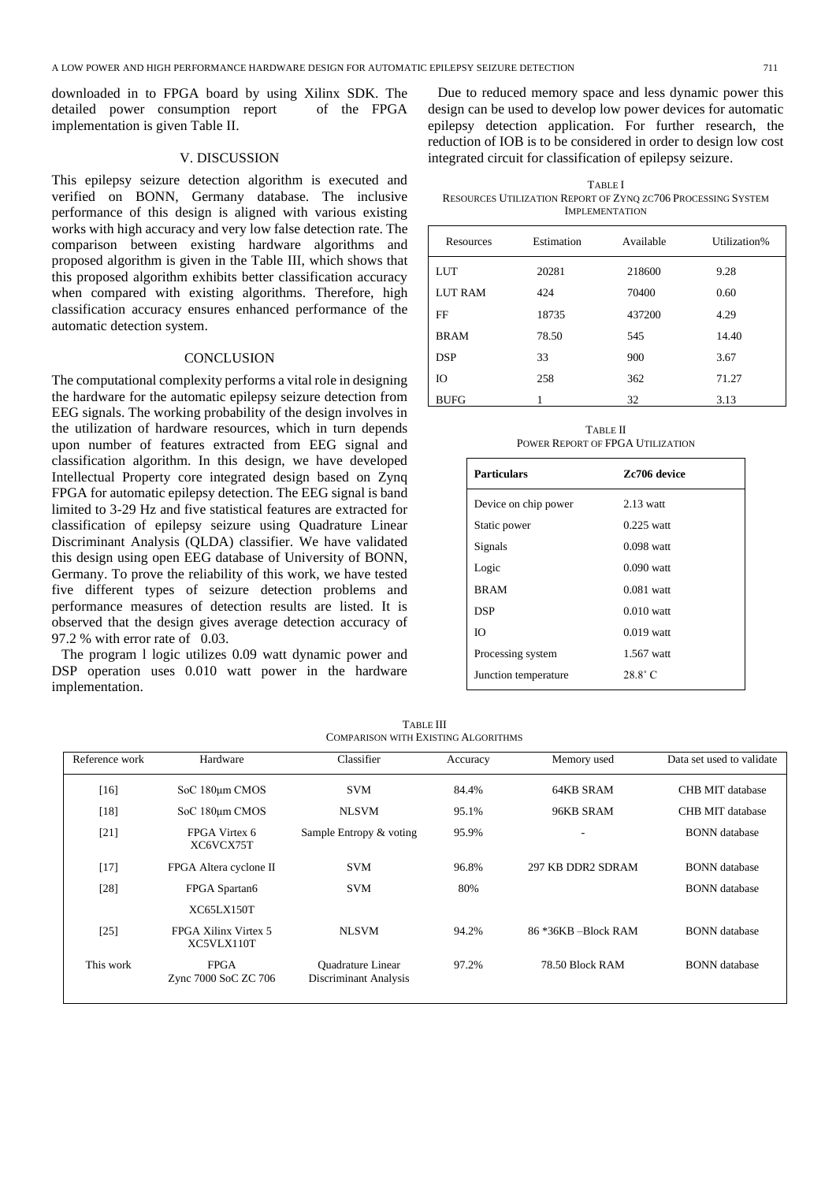downloaded in to FPGA board by using Xilinx SDK. The detailed power consumption report of the FPGA implementation is given Table II.

## V. DISCUSSION

This epilepsy seizure detection algorithm is executed and verified on BONN, Germany database. The inclusive performance of this design is aligned with various existing works with high accuracy and very low false detection rate. The comparison between existing hardware algorithms and proposed algorithm is given in the Table III, which shows that this proposed algorithm exhibits better classification accuracy when compared with existing algorithms. Therefore, high classification accuracy ensures enhanced performance of the automatic detection system.

## CONCLUSION

The computational complexity performs a vital role in designing the hardware for the automatic epilepsy seizure detection from EEG signals. The working probability of the design involves in the utilization of hardware resources, which in turn depends upon number of features extracted from EEG signal and classification algorithm. In this design, we have developed Intellectual Property core integrated design based on Zynq FPGA for automatic epilepsy detection. The EEG signal is band limited to 3-29 Hz and five statistical features are extracted for classification of epilepsy seizure using Quadrature Linear Discriminant Analysis (QLDA) classifier. We have validated this design using open EEG database of University of BONN, Germany. To prove the reliability of this work, we have tested five different types of seizure detection problems and performance measures of detection results are listed. It is observed that the design gives average detection accuracy of 97.2 % with error rate of 0.03.

The program l logic utilizes 0.09 watt dynamic power and DSP operation uses 0.010 watt power in the hardware implementation.

Due to reduced memory space and less dynamic power this design can be used to develop low power devices for automatic epilepsy detection application. For further research, the reduction of IOB is to be considered in order to design low cost integrated circuit for classification of epilepsy seizure.

TABLE I
RESOURCES UTILIZATION REPORT OF ZYNQ ZC706 PROCESSING SYSTEM IMPLEMENTATION

| Resources | Estimation | Available | Utilization% |
|---|---|---|---|
| LUT | 20281 | 218600 | 9.28 |
| LUT RAM | 424 | 70400 | 0.60 |
| FF | 18735 | 437200 | 4.29 |
| BRAM | 78.50 | 545 | 14.40 |
| DSP | 33 | 900 | 3.67 |
| IO | 258 | 362 | 71.27 |
| BUFG | 1 | 32 | 3.13 |

TABLE II
POWER REPORT OF FPGA UTILIZATION

| **Particulars** | **Zc706 device** |
|---|---|
| Device on chip power | 2.13 watt |
| Static power | 0.225 watt |
| Signals | 0.098 watt |
| Logic | 0.090 watt |
| BRAM | 0.081 watt |
| DSP | 0.010 watt |
| IO | 0.019 watt |
| Processing system | 1.567 watt |
| Junction temperature | 28.8° C |

TABLE III
COMPARISON WITH EXISTING ALGORITHMS

| Reference work | Hardware | Classifier | Accuracy | Memory used | Data set used to validate |
|---|---|---|---|---|---|
| [16] | SoC 180μm CMOS | SVM | 84.4% | 64KB SRAM | CHB MIT database |
| [18] | SoC 180μm CMOS | NLSVM | 95.1% | 96KB SRAM | CHB MIT database |
| [21] | FPGA Virtex 6 XC6VCX75T | Sample Entropy & voting | 95.9% | - | BONN database |
| [17] | FPGA Altera cyclone II | SVM | 96.8% | 297 KB DDR2 SDRAM | BONN database |
| [28] | FPGA Spartan6 XC65LX150T | SVM | 80% | | BONN database |
| [25] | FPGA Xilinx Virtex 5 XC5VLX110T | NLSVM | 94.2% | 86 *36KB –Block RAM | BONN database |
| This work | FPGA Zync 7000 SoC ZC 706 | Quadrature Linear Discriminant Analysis | 97.2% | 78.50 Block RAM | BONN database |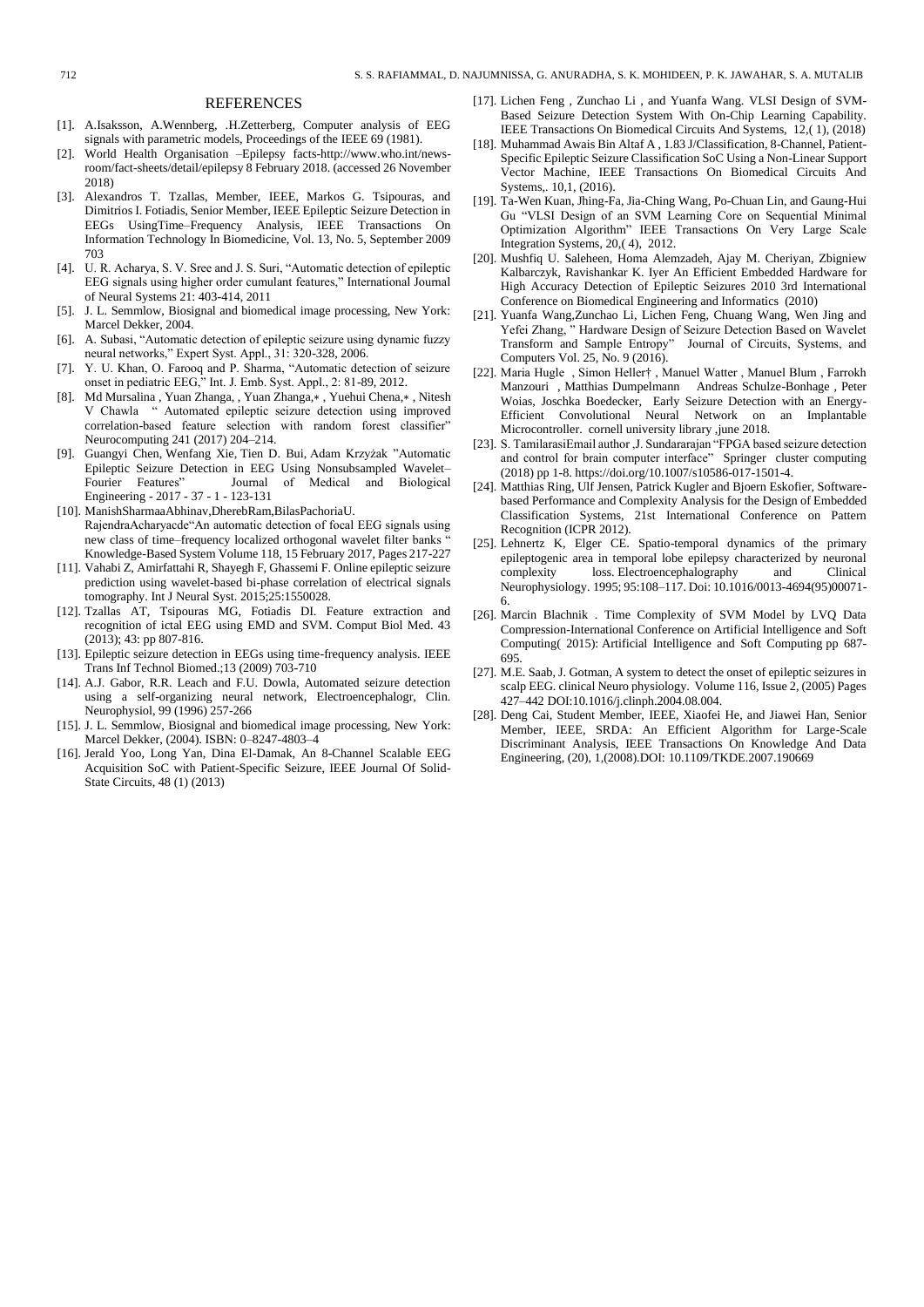## REFERENCES

[1]. A.Isaksson, A.Wennberg, .H.Zetterberg, Computer analysis of EEG signals with parametric models, Proceedings of the IEEE 69 (1981).

[2]. World Health Organisation –Epilepsy facts-http://www.who.int/news-room/fact-sheets/detail/epilepsy 8 February 2018. (accessed 26 November 2018)

[3]. Alexandros T. Tzallas, Member, IEEE, Markos G. Tsipouras, and Dimitrios I. Fotiadis, Senior Member, IEEE Epileptic Seizure Detection in EEGs UsingTime–Frequency Analysis, IEEE Transactions On Information Technology In Biomedicine, Vol. 13, No. 5, September 2009 703

[4]. U. R. Acharya, S. V. Sree and J. S. Suri, "Automatic detection of epileptic EEG signals using higher order cumulant features," International Journal of Neural Systems 21: 403-414, 2011

[5]. J. L. Semmlow, Biosignal and biomedical image processing, New York: Marcel Dekker, 2004.

[6]. A. Subasi, "Automatic detection of epileptic seizure using dynamic fuzzy neural networks," Expert Syst. Appl., 31: 320-328, 2006.

[7]. Y. U. Khan, O. Farooq and P. Sharma, "Automatic detection of seizure onset in pediatric EEG," Int. J. Emb. Syst. Appl., 2: 81-89, 2012.

[8]. Md Mursalina , Yuan Zhanga, , Yuan Zhanga,∗ , Yuehui Chena,∗ , Nitesh V Chawla " Automated epileptic seizure detection using improved correlation-based feature selection with random forest classifier" Neurocomputing 241 (2017) 204–214.

[9]. Guangyi Chen, Wenfang Xie, Tien D. Bui, Adam Krzyżak "Automatic Epileptic Seizure Detection in EEG Using Nonsubsampled Wavelet–Fourier Features" Journal of Medical and Biological Engineering - 2017 - 37 - 1 - 123-131

[10]. ManishSharmaaAbhinav,DherebRam,BilasPachoriaU. RajendraAcharyacde"An automatic detection of focal EEG signals using new class of time–frequency localized orthogonal wavelet filter banks " Knowledge-Based System Volume 118, 15 February 2017, Pages 217-227

[11]. Vahabi Z, Amirfattahi R, Shayegh F, Ghassemi F. Online epileptic seizure prediction using wavelet-based bi-phase correlation of electrical signals tomography. Int J Neural Syst. 2015;25:1550028.

[12]. Tzallas AT, Tsipouras MG, Fotiadis DI. Feature extraction and recognition of ictal EEG using EMD and SVM. Comput Biol Med. 43 (2013); 43: pp 807-816.

[13]. Epileptic seizure detection in EEGs using time-frequency analysis. IEEE Trans Inf Technol Biomed.;13 (2009) 703-710

[14]. A.J. Gabor, R.R. Leach and F.U. Dowla, Automated seizure detection using a self-organizing neural network, Electroencephalogr, Clin. Neurophysiol, 99 (1996) 257-266

[15]. J. L. Semmlow, Biosignal and biomedical image processing, New York: Marcel Dekker, (2004). ISBN: 0–8247-4803–4

[16]. Jerald Yoo, Long Yan, Dina El-Damak, An 8-Channel Scalable EEG Acquisition SoC with Patient-Specific Seizure, IEEE Journal Of Solid-State Circuits, 48 (1) (2013)

[17]. Lichen Feng , Zunchao Li , and Yuanfa Wang. VLSI Design of SVM-Based Seizure Detection System With On-Chip Learning Capability. IEEE Transactions On Biomedical Circuits And Systems, 12,( 1), (2018)

[18]. Muhammad Awais Bin Altaf A , 1.83 J/Classification, 8-Channel, Patient-Specific Epileptic Seizure Classification SoC Using a Non-Linear Support Vector Machine, IEEE Transactions On Biomedical Circuits And Systems,. 10,1, (2016).

[19]. Ta-Wen Kuan, Jhing-Fa, Jia-Ching Wang, Po-Chuan Lin, and Gaung-Hui Gu "VLSI Design of an SVM Learning Core on Sequential Minimal Optimization Algorithm" IEEE Transactions On Very Large Scale Integration Systems, 20,( 4), 2012.

[20]. Mushfiq U. Saleheen, Homa Alemzadeh, Ajay M. Cheriyan, Zbigniew Kalbarczyk, Ravishankar K. Iyer An Efficient Embedded Hardware for High Accuracy Detection of Epileptic Seizures 2010 3rd International Conference on Biomedical Engineering and Informatics (2010)

[21]. Yuanfa Wang,Zunchao Li, Lichen Feng, Chuang Wang, Wen Jing and Yefei Zhang, " Hardware Design of Seizure Detection Based on Wavelet Transform and Sample Entropy" Journal of Circuits, Systems, and Computers Vol. 25, No. 9 (2016).

[22]. Maria Hugle , Simon Heller† , Manuel Watter , Manuel Blum , Farrokh Manzouri , Matthias Dumpelmann Andreas Schulze-Bonhage , Peter Woias, Joschka Boedecker, Early Seizure Detection with an Energy-Efficient Convolutional Neural Network on an Implantable Microcontroller. cornell university library ,june 2018.

[23]. S. TamilarasiEmail author ,J. Sundararajan "FPGA based seizure detection and control for brain computer interface" Springer cluster computing (2018) pp 1-8. https://doi.org/10.1007/s10586-017-1501-4.

[24]. Matthias Ring, Ulf Jensen, Patrick Kugler and Bjoern Eskofier, Software-based Performance and Complexity Analysis for the Design of Embedded Classification Systems, 21st International Conference on Pattern Recognition (ICPR 2012).

[25]. Lehnertz K, Elger CE. Spatio-temporal dynamics of the primary epileptogenic area in temporal lobe epilepsy characterized by neuronal complexity loss. Electroencephalography and Clinical Neurophysiology. 1995; 95:108–117. Doi: 10.1016/0013-4694(95)00071-6.

[26]. Marcin Blachnik . Time Complexity of SVM Model by LVQ Data Compression-International Conference on Artificial Intelligence and Soft Computing( 2015): Artificial Intelligence and Soft Computing pp 687-695.

[27]. M.E. Saab, J. Gotman, A system to detect the onset of epileptic seizures in scalp EEG. clinical Neuro physiology. Volume 116, Issue 2, (2005) Pages 427–442 DOI:10.1016/j.clinph.2004.08.004.

[28]. Deng Cai, Student Member, IEEE, Xiaofei He, and Jiawei Han, Senior Member, IEEE, SRDA: An Efficient Algorithm for Large-Scale Discriminant Analysis, IEEE Transactions On Knowledge And Data Engineering, (20), 1,(2008).DOI: 10.1109/TKDE.2007.190669